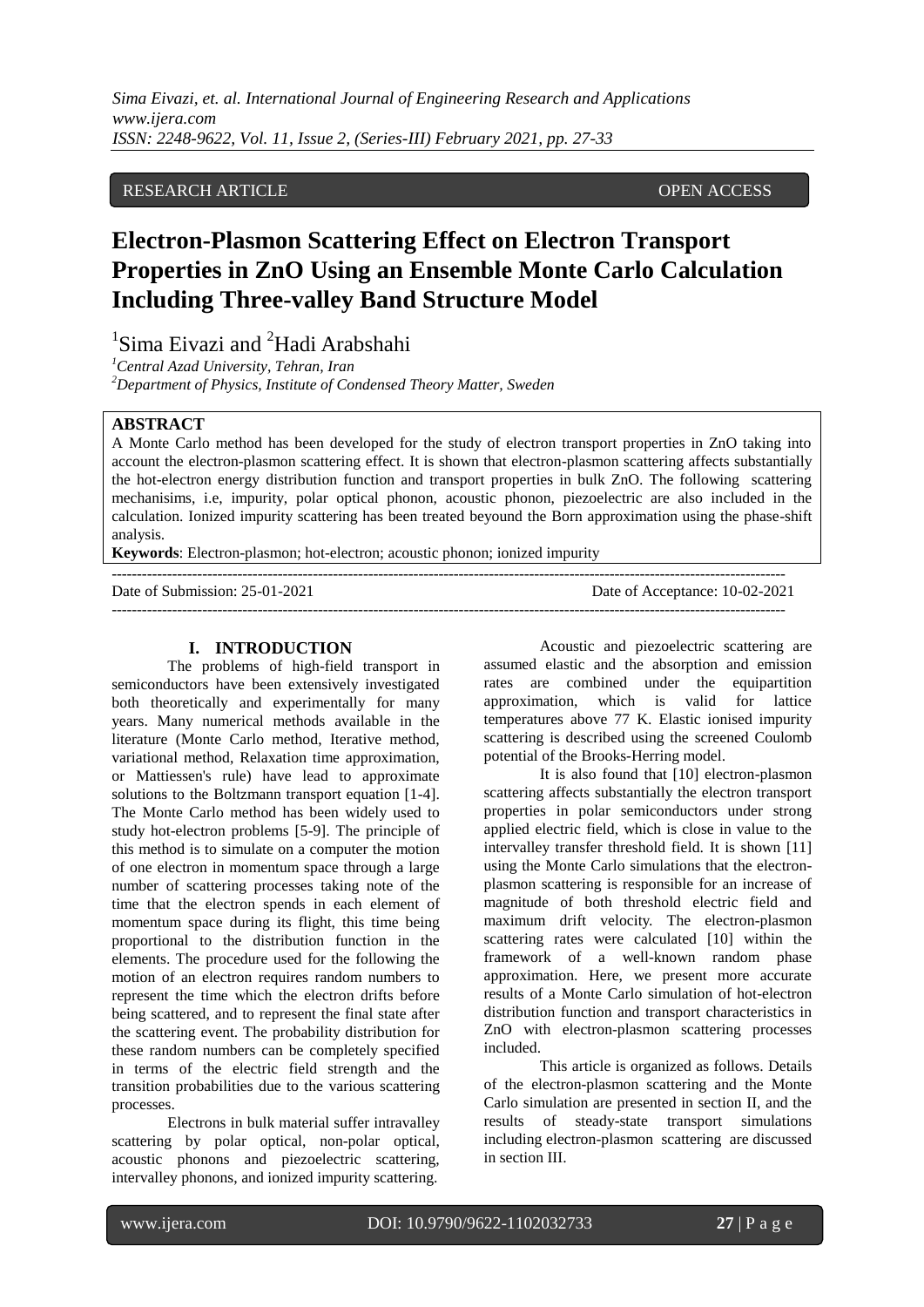RESEARCH ARTICLE OPEN ACCESS

# Electron-Plasmon Scattering Effect on Electron Transport Properties in ZnO Using an Ensemble Monte Carlo Calculation Including Three-valley Band Structure Model

[1]Sima Eivazi and [2]Hadi Arabshahi

[1]*Central Azad University, Tehran, Iran*
[2]*Department of Physics, Institute of Condensed Theory Matter, Sweden*

**ABSTRACT**

A Monte Carlo method has been developed for the study of electron transport properties in ZnO taking into account the electron-plasmon scattering effect. It is shown that electron-plasmon scattering affects substantially the hot-electron energy distribution function and transport properties in bulk ZnO. The following scattering mechanisims, i.e, impurity, polar optical phonon, acoustic phonon, piezoelectric are also included in the calculation. Ionized impurity scattering has been treated beyound the Born approximation using the phase-shift analysis.

**Keywords**: Electron-plasmon; hot-electron; acoustic phonon; ionized impurity

---

Date of Submission: 25-01-2021 Date of Acceptance: 10-02-2021

---

## I. INTRODUCTION

The problems of high-field transport in semiconductors have been extensively investigated both theoretically and experimentally for many years. Many numerical methods available in the literature (Monte Carlo method, Iterative method, variational method, Relaxation time approximation, or Mattiessen's rule) have lead to approximate solutions to the Boltzmann transport equation [1-4]. The Monte Carlo method has been widely used to study hot-electron problems [5-9]. The principle of this method is to simulate on a computer the motion of one electron in momentum space through a large number of scattering processes taking note of the time that the electron spends in each element of momentum space during its flight, this time being proportional to the distribution function in the elements. The procedure used for the following the motion of an electron requires random numbers to represent the time which the electron drifts before being scattered, and to represent the final state after the scattering event. The probability distribution for these random numbers can be completely specified in terms of the electric field strength and the transition probabilities due to the various scattering processes.

Electrons in bulk material suffer intravalley scattering by polar optical, non-polar optical, acoustic phonons and piezoelectric scattering, intervalley phonons, and ionized impurity scattering.

Acoustic and piezoelectric scattering are assumed elastic and the absorption and emission rates are combined under the equipartition approximation, which is valid for lattice temperatures above 77 K. Elastic ionised impurity scattering is described using the screened Coulomb potential of the Brooks-Herring model.

It is also found that [10] electron-plasmon scattering affects substantially the electron transport properties in polar semiconductors under strong applied electric field, which is close in value to the intervalley transfer threshold field. It is shown [11] using the Monte Carlo simulations that the electron-plasmon scattering is responsible for an increase of magnitude of both threshold electric field and maximum drift velocity. The electron-plasmon scattering rates were calculated [10] within the framework of a well-known random phase approximation. Here, we present more accurate results of a Monte Carlo simulation of hot-electron distribution function and transport characteristics in ZnO with electron-plasmon scattering processes included.

This article is organized as follows. Details of the electron-plasmon scattering and the Monte Carlo simulation are presented in section II, and the results of steady-state transport simulations including electron-plasmon scattering are discussed in section III.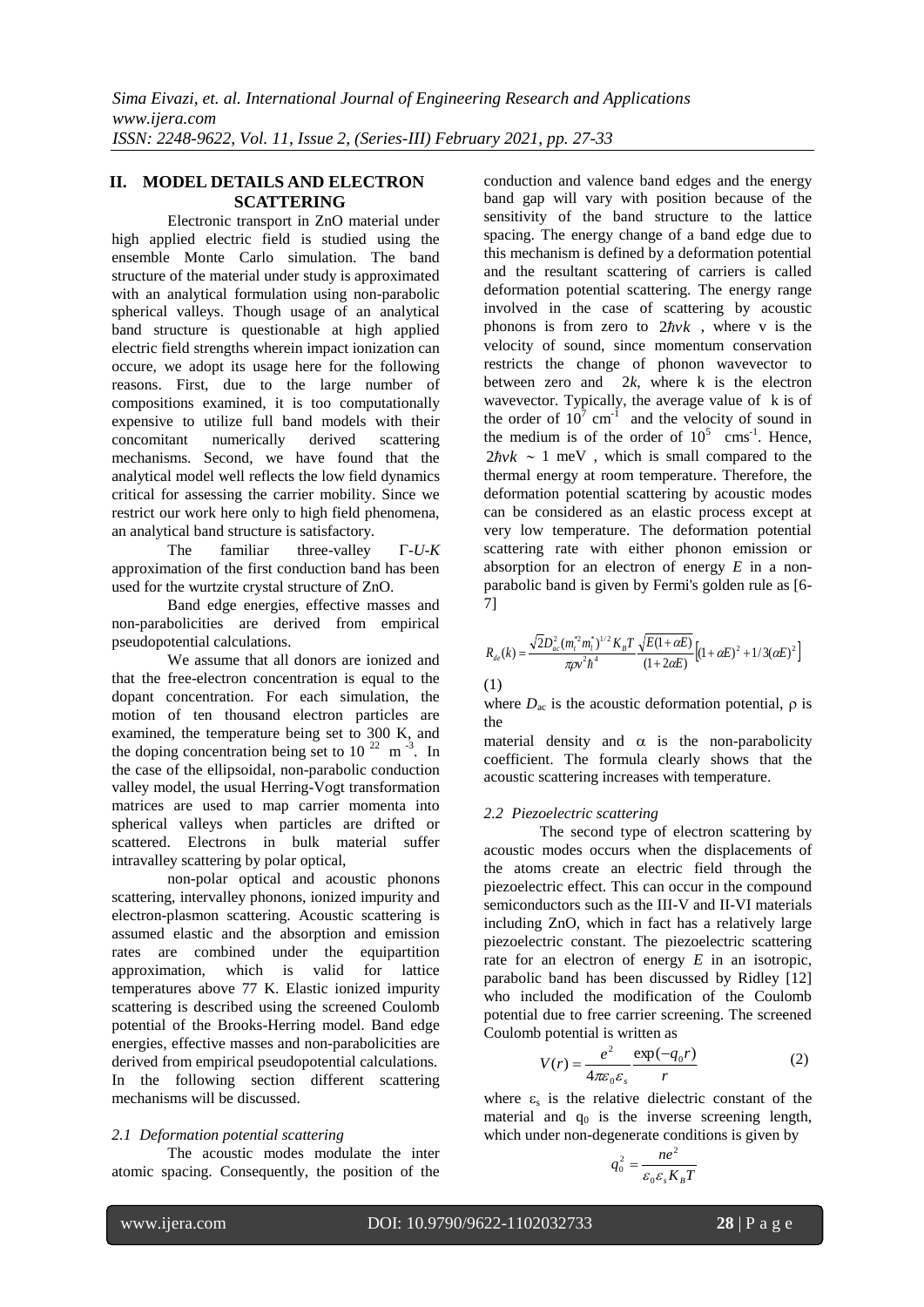## II. MODEL DETAILS AND ELECTRON SCATTERING

Electronic transport in ZnO material under high applied electric field is studied using the ensemble Monte Carlo simulation. The band structure of the material under study is approximated with an analytical formulation using non-parabolic spherical valleys. Though usage of an analytical band structure is questionable at high applied electric field strengths wherein impact ionization can occure, we adopt its usage here for the following reasons. First, due to the large number of compositions examined, it is too computationally expensive to utilize full band models with their concomitant numerically derived scattering mechanisms. Second, we have found that the analytical model well reflects the low field dynamics critical for assessing the carrier mobility. Since we restrict our work here only to high field phenomena, an analytical band structure is satisfactory.

The familiar three-valley *Γ-U-K* approximation of the first conduction band has been used for the wurtzite crystal structure of ZnO.

Band edge energies, effective masses and non-parabolicities are derived from empirical pseudopotential calculations.

We assume that all donors are ionized and that the free-electron concentration is equal to the dopant concentration. For each simulation, the motion of ten thousand electron particles are examined, the temperature being set to 300 K, and the doping concentration being set to $10^{22}$ $m^{-3}$. In the case of the ellipsoidal, non-parabolic conduction valley model, the usual Herring-Vogt transformation matrices are used to map carrier momenta into spherical valleys when particles are drifted or scattered. Electrons in bulk material suffer intravalley scattering by polar optical,

non-polar optical and acoustic phonons scattering, intervalley phonons, ionized impurity and electron-plasmon scattering. Acoustic scattering is assumed elastic and the absorption and emission rates are combined under the equipartition approximation, which is valid for lattice temperatures above 77 K. Elastic ionized impurity scattering is described using the screened Coulomb potential of the Brooks-Herring model. Band edge energies, effective masses and non-parabolicities are derived from empirical pseudopotential calculations. In the following section different scattering mechanisms will be discussed.

### *2.1 Deformation potential scattering*

The acoustic modes modulate the inter atomic spacing. Consequently, the position of the conduction and valence band edges and the energy band gap will vary with position because of the sensitivity of the band structure to the lattice spacing. The energy change of a band edge due to this mechanism is defined by a deformation potential and the resultant scattering of carriers is called deformation potential scattering. The energy range involved in the case of scattering by acoustic phonons is from zero to $2\hbar vk$ , where v is the velocity of sound, since momentum conservation restricts the change of phonon wavevector to between zero and $2k$, where k is the electron wavevector. Typically, the average value of k is of the order of $10^{7}$ $cm^{-1}$ and the velocity of sound in the medium is of the order of $10^{5}$ $cms^{-1}$. Hence, $2\hbar vk \sim 1$ meV , which is small compared to the thermal energy at room temperature. Therefore, the deformation potential scattering by acoustic modes can be considered as an elastic process except at very low temperature. The deformation potential scattering rate with either phonon emission or absorption for an electron of energy $E$ in a non-parabolic band is given by Fermi's golden rule as [6-7]

$$R_{de}(k) = \frac{\sqrt{2}D_{ac}^{2}(m_{t}^{*2}m_{l}^{*})^{1/2}K_{B}T}{\pi\rho v^{2}\hbar^{4}}\frac{\sqrt{E(1+\alpha E)}}{(1+2\alpha E)}\left[(1+\alpha E)^{2}+1/3(\alpha E)^{2}\right] \quad (1)$$

where $D_{ac}$ is the acoustic deformation potential, $\rho$ is the material density and $\alpha$ is the non-parabolicity coefficient. The formula clearly shows that the acoustic scattering increases with temperature.

### *2.2 Piezoelectric scattering*

The second type of electron scattering by acoustic modes occurs when the displacements of the atoms create an electric field through the piezoelectric effect. This can occur in the compound semiconductors such as the III-V and II-VI materials including ZnO, which in fact has a relatively large piezoelectric constant. The piezoelectric scattering rate for an electron of energy $E$ in an isotropic, parabolic band has been discussed by Ridley [12] who included the modification of the Coulomb potential due to free carrier screening. The screened Coulomb potential is written as

$$V(r) = \frac{e^{2}}{4\pi\varepsilon_{0}\varepsilon_{s}}\frac{\exp(-q_{0}r)}{r} \quad (2)$$

where $\varepsilon_s$ is the relative dielectric constant of the material and $q_0$ is the inverse screening length, which under non-degenerate conditions is given by

$$q_{0}^{2} = \frac{ne^{2}}{\varepsilon_{0}\varepsilon_{s}K_{B}T}$$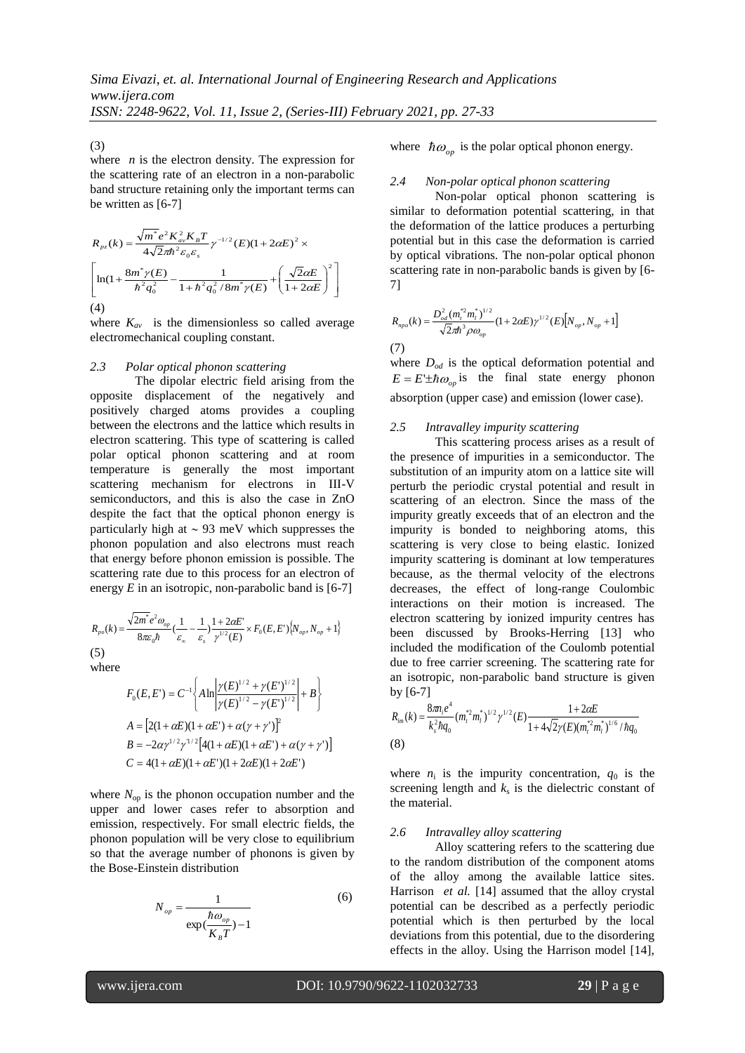(3)

where $n$ is the electron density. The expression for the scattering rate of an electron in a non-parabolic band structure retaining only the important terms can be written as [6-7]

$$R_{pz}(k) = \frac{\sqrt{m^*} e^2 K_{av}^2 K_B T}{4\sqrt{2}\pi\hbar^2 \varepsilon_0 \varepsilon_s} \gamma^{-1/2}(E)(1+2\alpha E)^2 \times \left[ \ln(1+\frac{8m^*\gamma(E)}{\hbar^2 q_0^2} - \frac{1}{1+\hbar^2 q_0^2/8m^*\gamma(E)} + \left(\frac{\sqrt{2}\alpha E}{1+2\alpha E}\right)^2 \right]$$

(4)

where $K_{av}$ is the dimensionless so called average electromechanical coupling constant.

### 2.3 Polar optical phonon scattering

The dipolar electric field arising from the opposite displacement of the negatively and positively charged atoms provides a coupling between the electrons and the lattice which results in electron scattering. This type of scattering is called polar optical phonon scattering and at room temperature is generally the most important scattering mechanism for electrons in III-V semiconductors, and this is also the case in ZnO despite the fact that the optical phonon energy is particularly high at ~ 93 meV which suppresses the phonon population and also electrons must reach that energy before phonon emission is possible. The scattering rate due to this process for an electron of energy $E$ in an isotropic, non-parabolic band is [6-7]

$$R_{po}(k) = \frac{\sqrt{2m^*} e^2 \omega_{op}}{8\pi\varepsilon_0\hbar} (\frac{1}{\varepsilon_\infty} - \frac{1}{\varepsilon_s}) \frac{1+2\alpha E'}{\gamma^{1/2}(E)} \times F_0(E,E') \{N_{op}, N_{op}+1\}$$

(5)

where

$$F_0(E,E') = C^{-1}\left\{ A \ln\left| \frac{\gamma(E)^{1/2} + \gamma(E')^{1/2}}{\gamma(E)^{1/2} - \gamma(E')^{1/2}} \right| + B \right\}$$

$$A = \left[2(1+\alpha E)(1+\alpha E') + \alpha(\gamma + \gamma')\right]^2$$

$$B = -2\alpha\gamma^{1/2}\gamma'^{1/2}\left[4(1+\alpha E)(1+\alpha E') + \alpha(\gamma+\gamma')\right]$$

$$C = 4(1+\alpha E)(1+\alpha E')(1+2\alpha E)(1+2\alpha E')$$

where $N_{op}$ is the phonon occupation number and the upper and lower cases refer to absorption and emission, respectively. For small electric fields, the phonon population will be very close to equilibrium so that the average number of phonons is given by the Bose-Einstein distribution

$$N_{op} = \frac{1}{\exp(\frac{\hbar\omega_{op}}{K_B T}) - 1} \quad (6)$$

where $\hbar\omega_{op}$ is the polar optical phonon energy.

### 2.4 Non-polar optical phonon scattering

Non-polar optical phonon scattering is similar to deformation potential scattering, in that the deformation of the lattice produces a perturbing potential but in this case the deformation is carried by optical vibrations. The non-polar optical phonon scattering rate in non-parabolic bands is given by [6-7]

$$R_{npo}(k) = \frac{D_{od}^2 (m_t^{*2} m_l^*)^{1/2}}{\sqrt{2}\pi\hbar^3 \rho\omega_{op}} (1+2\alpha E)\gamma^{1/2}(E)\left[N_{op}, N_{op}+1\right]$$

(7)

where $D_{od}$ is the optical deformation potential and $E = E' \pm \hbar\omega_{op}$ is the final state energy phonon absorption (upper case) and emission (lower case).

### 2.5 Intravalley impurity scattering

This scattering process arises as a result of the presence of impurities in a semiconductor. The substitution of an impurity atom on a lattice site will perturb the periodic crystal potential and result in scattering of an electron. Since the mass of the impurity greatly exceeds that of an electron and the impurity is bonded to neighboring atoms, this scattering is very close to being elastic. Ionized impurity scattering is dominant at low temperatures because, as the thermal velocity of the electrons decreases, the effect of long-range Coulombic interactions on their motion is increased. The electron scattering by ionized impurity centres has been discussed by Brooks-Herring [13] who included the modification of the Coulomb potential due to free carrier screening. The scattering rate for an isotropic, non-parabolic band structure is given by [6-7]

$$R_{im}(k) = \frac{8\pi n_i e^4}{k_s^2 \hbar q_0} (m_t^{*2} m_l^*)^{1/2} \gamma^{1/2}(E) \frac{1+2\alpha E}{1+4\sqrt{2}\gamma(E)(m_t^{*2} m_l^*)^{1/6}/\hbar q_0}$$

(8)

where $n_i$ is the impurity concentration, $q_0$ is the screening length and $k_s$ is the dielectric constant of the material.

### 2.6 Intravalley alloy scattering

Alloy scattering refers to the scattering due to the random distribution of the component atoms of the alloy among the available lattice sites. Harrison *et al.* [14] assumed that the alloy crystal potential can be described as a perfectly periodic potential which is then perturbed by the local deviations from this potential, due to the disordering effects in the alloy. Using the Harrison model [14],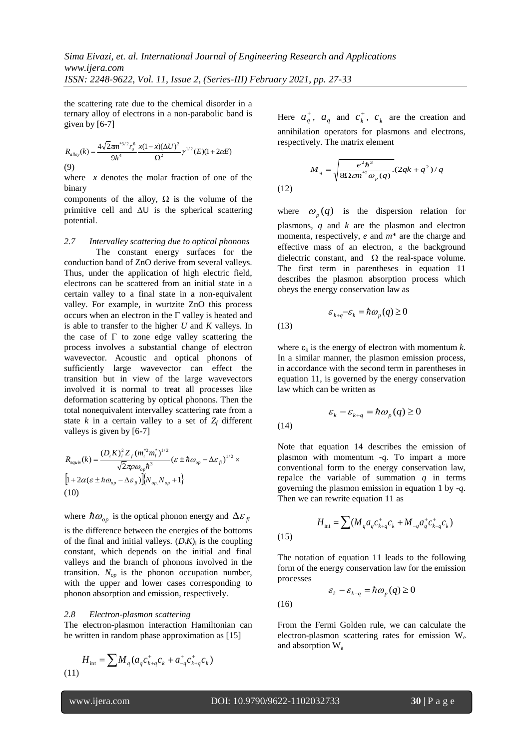the scattering rate due to the chemical disorder in a ternary alloy of electrons in a non-parabolic band is given by [6-7]

$$R_{alloy}(k) = \frac{4\sqrt{2}\pi m^{*3/2} r_0^6}{9\hbar^4} \frac{x(1-x)(\Delta U)^2}{\Omega^2} \gamma^{1/2}(E)(1+2\alpha E) \tag{9}$$

where $x$ denotes the molar fraction of one of the binary components of the alloy, $\Omega$ is the volume of the primitive cell and $\Delta U$ is the spherical scattering potential.

### 2.7 Intervalley scattering due to optical phonons

The constant energy surfaces for the conduction band of ZnO derive from several valleys. Thus, under the application of high electric field, electrons can be scattered from an initial state in a certain valley to a final state in a non-equivalent valley. For example, in wurtzite ZnO this process occurs when an electron in the $\Gamma$ valley is heated and is able to transfer to the higher $U$ and $K$ valleys. In the case of $\Gamma$ to zone edge valley scattering the process involves a substantial change of electron wavevector. Acoustic and optical phonons of sufficiently large wavevector can effect the transition but in view of the large wavevectors involved it is normal to treat all processes like deformation scattering by optical phonons. Then the total nonequivalent intervalley scattering rate from a state $k$ in a certain valley to a set of $Z_f$ different valleys is given by [6-7]

$$R_{equiv}(k) = \frac{(D_t K)_i^2 Z_f (m_t^{*2} m_l^*)^{1/2}}{\sqrt{2}\pi\rho\omega_{op}\hbar^3} (\varepsilon \pm \hbar\omega_{op} - \Delta\varepsilon_{fi})^{1/2} \times \left[1 + 2\alpha(\varepsilon \pm \hbar\omega_{op} - \Delta\varepsilon_{fi})\right]\left\{N_{op,} N_{op} + 1\right\} \tag{10}$$

where $\hbar\omega_{op}$ is the optical phonon energy and $\Delta\varepsilon_{fi}$ is the difference between the energies of the bottoms of the final and initial valleys. $(D_t K)_i$ is the coupling constant, which depends on the initial and final valleys and the branch of phonons involved in the transition. $N_{op}$ is the phonon occupation number, with the upper and lower cases corresponding to phonon absorption and emission, respectively.

### 2.8 Electron-plasmon scattering

The electron-plasmon interaction Hamiltonian can be written in random phase approximation as [15]

$$H_{\text{int}} = \sum M_q (a_q c_{k+q}^+ c_k + a_{-q}^+ c_{k+q}^+ c_k) \tag{11}$$

Here $a_q^+$, $a_q$ and $c_k^+$, $c_k$ are the creation and annihilation operators for plasmons and electrons, respectively. The matrix element

$$M_q = \sqrt{\frac{e^2\hbar^3}{8\Omega\varepsilon m^{*2}\omega_p(q)}}.(2qk + q^2)/q \tag{12}$$

where $\omega_p(q)$ is the dispersion relation for plasmons, $q$ and $k$ are the plasmon and electron momenta, respectively, $e$ and $m^*$ are the charge and effective mass of an electron, $\varepsilon$ the background dielectric constant, and $\Omega$ the real-space volume. The first term in parentheses in equation 11 describes the plasmon absorption process which obeys the energy conservation law as

$$\varepsilon_{k+q} - \varepsilon_k = \hbar\omega_p(q) \geq 0 \tag{13}$$

where $\varepsilon_k$ is the energy of electron with momentum $k$. In a similar manner, the plasmon emission process, in accordance with the second term in parentheses in equation 11, is governed by the energy conservation law which can be written as

$$\varepsilon_k - \varepsilon_{k+q} = \hbar\omega_p(q) \geq 0 \tag{14}$$

Note that equation 14 describes the emission of plasmon with momentum $-q$. To impart a more conventional form to the energy conservation law, repalce the variable of summation $q$ in terms governing the plasmon emission in equation 1 by $-q$. Then we can rewrite equation 11 as

$$H_{\text{int}} = \sum (M_q a_q c_{k+q}^+ c_k + M_{-q} a_q^+ c_{k-q}^+ c_k) \tag{15}$$

The notation of equation 11 leads to the following form of the energy conservation law for the emission processes

$$\varepsilon_k - \varepsilon_{k-q} = \hbar\omega_p(q) \geq 0 \tag{16}$$

From the Fermi Golden rule, we can calculate the electron-plasmon scattering rates for emission $W_e$ and absorption $W_a$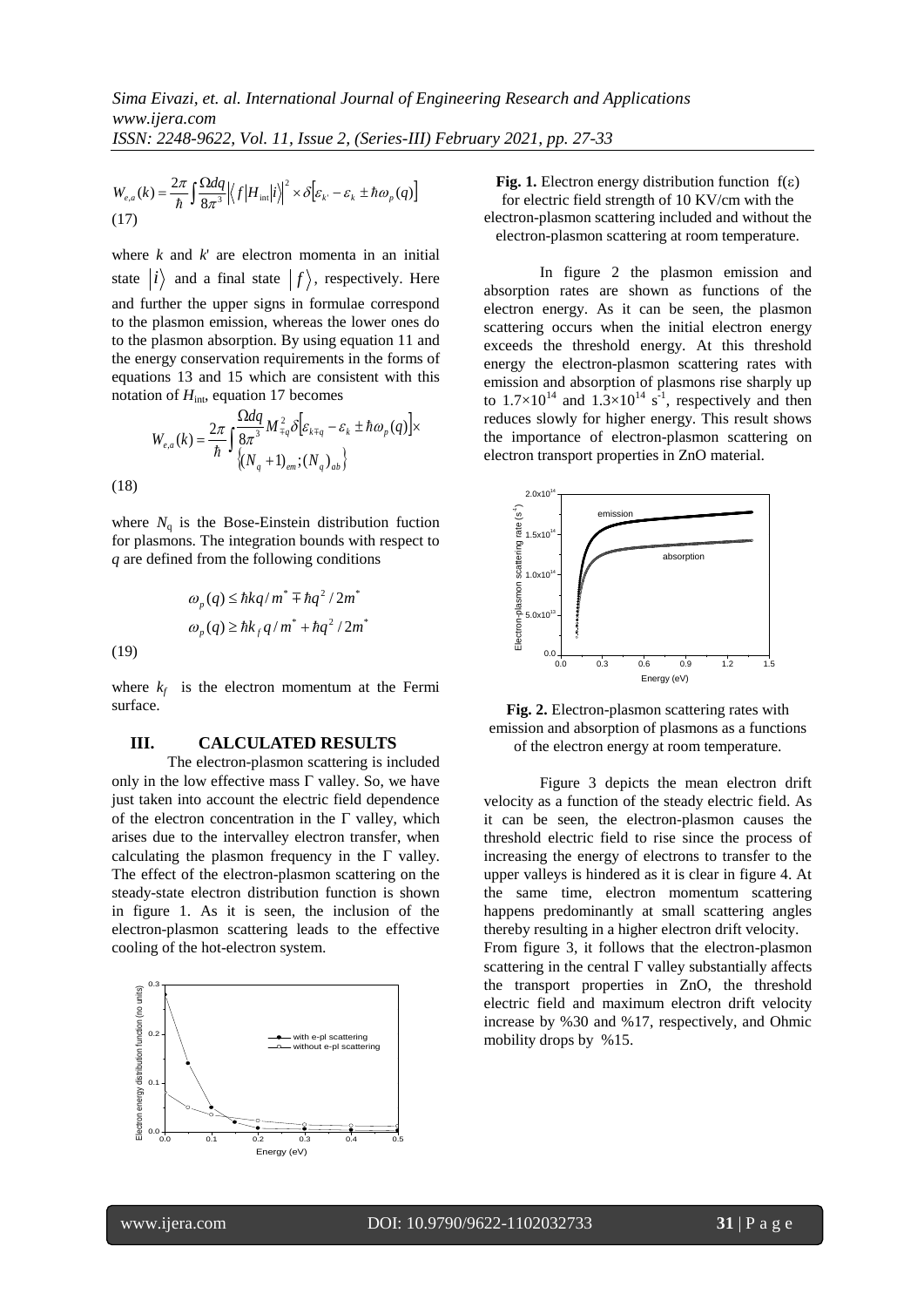$$W_{e,a}(k) = \frac{2\pi}{\hbar}\int \frac{\Omega dq}{8\pi^3}\left|\langle f|H_{\text{int}}|i\rangle\right|^2 \times \delta\left[\varepsilon_{k'} - \varepsilon_k \pm \hbar\omega_p(q)\right] \quad (17)$$

where $k$ and $k'$ are electron momenta in an initial state $|i\rangle$ and a final state $|f\rangle$, respectively. Here and further the upper signs in formulae correspond to the plasmon emission, whereas the lower ones do to the plasmon absorption. By using equation 11 and the energy conservation requirements in the forms of equations 13 and 15 which are consistent with this notation of $H_{\text{int}}$, equation 17 becomes

$$W_{e,a}(k) = \frac{2\pi}{\hbar}\int \frac{\Omega dq}{8\pi^3} M_{\mp q}^2 \delta\left[\varepsilon_{k\mp q} - \varepsilon_k \pm \hbar\omega_p(q)\right] \times \left\{(N_q+1)_{em};(N_q)_{ab}\right\} \quad (18)$$

where $N_q$ is the Bose-Einstein distribution fuction for plasmons. The integration bounds with respect to $q$ are defined from the following conditions

$$\omega_p(q) \le \hbar kq/m^* \mp \hbar q^2/2m^*$$
$$\omega_p(q) \ge \hbar k_f q/m^* + \hbar q^2/2m^* \quad (19)$$

where $k_f$ is the electron momentum at the Fermi surface.

## III. CALCULATED RESULTS

The electron-plasmon scattering is included only in the low effective mass Γ valley. So, we have just taken into account the electric field dependence of the electron concentration in the Γ valley, which arises due to the intervalley electron transfer, when calculating the plasmon frequency in the Γ valley. The effect of the electron-plasmon scattering on the steady-state electron distribution function is shown in figure 1. As it is seen, the inclusion of the electron-plasmon scattering leads to the effective cooling of the hot-electron system.

**Fig. 1.** Electron energy distribution function f(ε) for electric field strength of 10 KV/cm with the electron-plasmon scattering included and without the electron-plasmon scattering at room temperature.

In figure 2 the plasmon emission and absorption rates are shown as functions of the electron energy. As it can be seen, the plasmon scattering occurs when the initial electron energy exceeds the threshold energy. At this threshold energy the electron-plasmon scattering rates with emission and absorption of plasmons rise sharply up to $1.7\times10^{14}$ and $1.3\times10^{14}$ $s^{-1}$, respectively and then reduces slowly for higher energy. This result shows the importance of electron-plasmon scattering on electron transport properties in ZnO material.

**Fig. 2.** Electron-plasmon scattering rates with emission and absorption of plasmons as a functions of the electron energy at room temperature.

Figure 3 depicts the mean electron drift velocity as a function of the steady electric field. As it can be seen, the electron-plasmon causes the threshold electric field to rise since the process of increasing the energy of electrons to transfer to the upper valleys is hindered as it is clear in figure 4. At the same time, electron momentum scattering happens predominantly at small scattering angles thereby resulting in a higher electron drift velocity. From figure 3, it follows that the electron-plasmon scattering in the central Γ valley substantially affects the transport properties in ZnO, the threshold electric field and maximum electron drift velocity increase by %30 and %17, respectively, and Ohmic mobility drops by %15.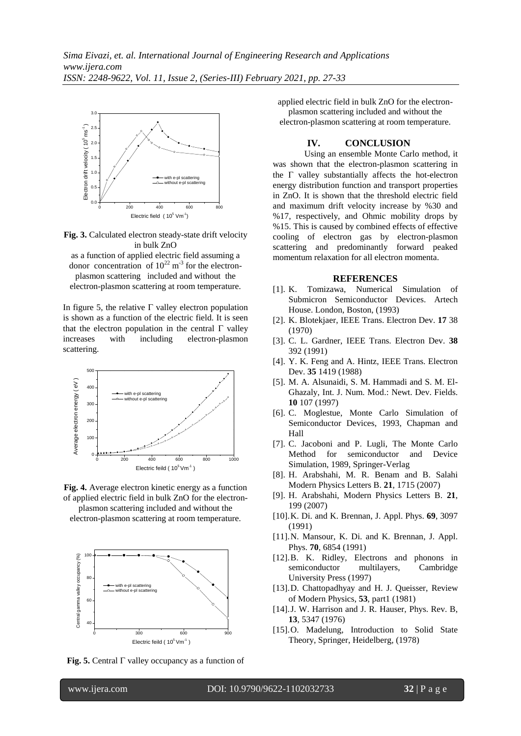**Fig. 3.** Calculated electron steady-state drift velocity in bulk ZnO as a function of applied electric field assuming a donor concentration of $10^{22}$ $m^{-3}$ for the electron-plasmon scattering included and without the electron-plasmon scattering at room temperature.

In figure 5, the relative Γ valley electron population is shown as a function of the electric field. It is seen that the electron population in the central Γ valley increases with including electron-plasmon scattering.

**Fig. 4.** Average electron kinetic energy as a function of applied electric field in bulk ZnO for the electron-plasmon scattering included and without the electron-plasmon scattering at room temperature.

**Fig. 5.** Central Γ valley occupancy as a function of applied electric field in bulk ZnO for the electron-plasmon scattering included and without the electron-plasmon scattering at room temperature.

## IV. CONCLUSION

Using an ensemble Monte Carlo method, it was shown that the electron-plasmon scattering in the Γ valley substantially affects the hot-electron energy distribution function and transport properties in ZnO. It is shown that the threshold electric field and maximum drift velocity increase by %30 and %17, respectively, and Ohmic mobility drops by %15. This is caused by combined effects of effective cooling of electron gas by electron-plasmon scattering and predominantly forward peaked momentum relaxation for all electron momenta.

## REFERENCES

[1]. K. Tomizawa, Numerical Simulation of Submicron Semiconductor Devices. Artech House. London, Boston, (1993)

[2]. K. Blotekjaer, IEEE Trans. Electron Dev. **17** 38 (1970)

[3]. C. L. Gardner, IEEE Trans. Electron Dev. **38** 392 (1991)

[4]. Y. K. Feng and A. Hintz, IEEE Trans. Electron Dev. **35** 1419 (1988)

[5]. M. A. Alsunaidi, S. M. Hammadi and S. M. El-Ghazaly, Int. J. Num. Mod.: Newt. Dev. Fields. **10** 107 (1997)

[6]. C. Moglestue, Monte Carlo Simulation of Semiconductor Devices, 1993, Chapman and Hall

[7]. C. Jacoboni and P. Lugli, The Monte Carlo Method for semiconductor and Device Simulation, 1989, Springer-Verlag

[8]. H. Arabshahi, M. R. Benam and B. Salahi Modern Physics Letters B. **21**, 1715 (2007)

[9]. H. Arabshahi, Modern Physics Letters B. **21**, 199 (2007)

[10]. K. Di. and K. Brennan, J. Appl. Phys. **69**, 3097 (1991)

[11]. N. Mansour, K. Di. and K. Brennan, J. Appl. Phys. **70**, 6854 (1991)

[12]. B. K. Ridley, Electrons and phonons in semiconductor multilayers, Cambridge University Press (1997)

[13]. D. Chattopadhyay and H. J. Queisser, Review of Modern Physics, **53**, part1 (1981)

[14]. J. W. Harrison and J. R. Hauser, Phys. Rev. B, **13**, 5347 (1976)

[15]. O. Madelung, Introduction to Solid State Theory, Springer, Heidelberg, (1978)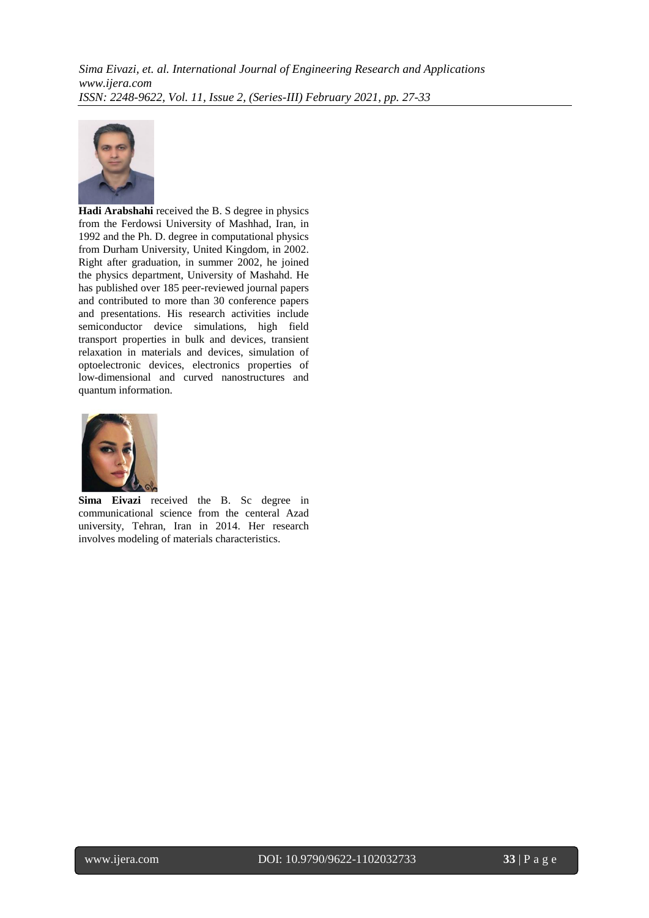**Hadi Arabshahi** received the B. S degree in physics from the Ferdowsi University of Mashhad, Iran, in 1992 and the Ph. D. degree in computational physics from Durham University, United Kingdom, in 2002. Right after graduation, in summer 2002, he joined the physics department, University of Mashahd. He has published over 185 peer-reviewed journal papers and contributed to more than 30 conference papers and presentations. His research activities include semiconductor device simulations, high field transport properties in bulk and devices, transient relaxation in materials and devices, simulation of optoelectronic devices, electronics properties of low-dimensional and curved nanostructures and quantum information.

**Sima Eivazi** received the B. Sc degree in communicational science from the centeral Azad university, Tehran, Iran in 2014. Her research involves modeling of materials characteristics.